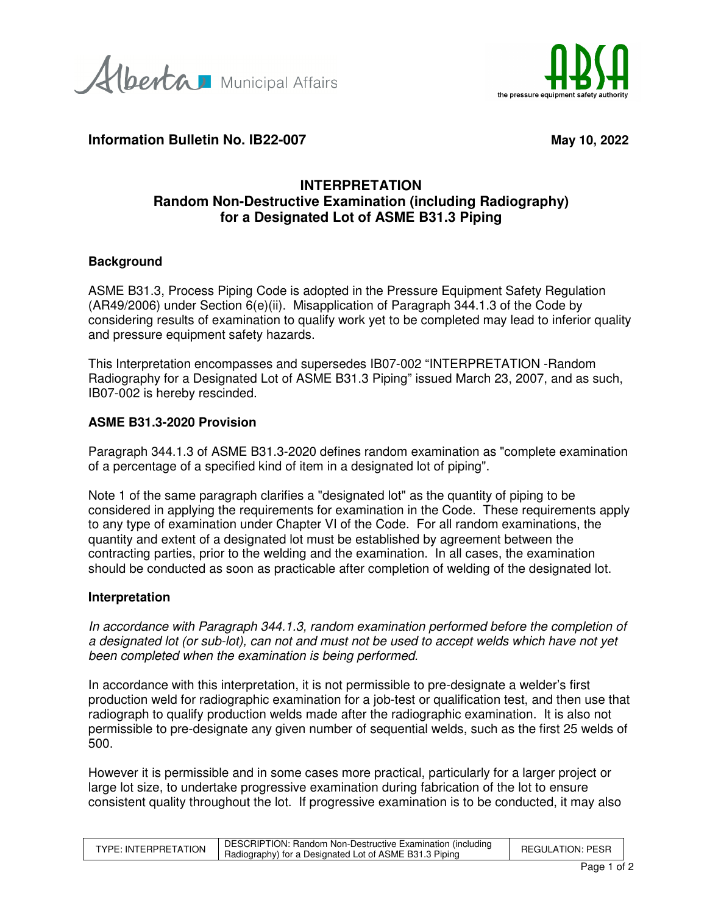Alberta Municipal Affairs

ABSA the pressure equipment safety authority

**Information Bulletin No. IB22-007** **May 10, 2022**

# INTERPRETATION
# Random Non-Destructive Examination (including Radiography) for a Designated Lot of ASME B31.3 Piping

## Background

ASME B31.3, Process Piping Code is adopted in the Pressure Equipment Safety Regulation (AR49/2006) under Section 6(e)(ii). Misapplication of Paragraph 344.1.3 of the Code by considering results of examination to qualify work yet to be completed may lead to inferior quality and pressure equipment safety hazards.

This Interpretation encompasses and supersedes IB07-002 "INTERPRETATION -Random Radiography for a Designated Lot of ASME B31.3 Piping" issued March 23, 2007, and as such, IB07-002 is hereby rescinded.

## ASME B31.3-2020 Provision

Paragraph 344.1.3 of ASME B31.3-2020 defines random examination as "complete examination of a percentage of a specified kind of item in a designated lot of piping".

Note 1 of the same paragraph clarifies a "designated lot" as the quantity of piping to be considered in applying the requirements for examination in the Code. These requirements apply to any type of examination under Chapter VI of the Code. For all random examinations, the quantity and extent of a designated lot must be established by agreement between the contracting parties, prior to the welding and the examination. In all cases, the examination should be conducted as soon as practicable after completion of welding of the designated lot.

## Interpretation

*In accordance with Paragraph 344.1.3, random examination performed before the completion of a designated lot (or sub-lot), can not and must not be used to accept welds which have not yet been completed when the examination is being performed.*

In accordance with this interpretation, it is not permissible to pre-designate a welder's first production weld for radiographic examination for a job-test or qualification test, and then use that radiograph to qualify production welds made after the radiographic examination. It is also not permissible to pre-designate any given number of sequential welds, such as the first 25 welds of 500.

However it is permissible and in some cases more practical, particularly for a larger project or large lot size, to undertake progressive examination during fabrication of the lot to ensure consistent quality throughout the lot. If progressive examination is to be conducted, it may also

| TYPE: INTERPRETATION | DESCRIPTION: Random Non-Destructive Examination (including Radiography) for a Designated Lot of ASME B31.3 Piping | REGULATION: PESR |
|---|---|---|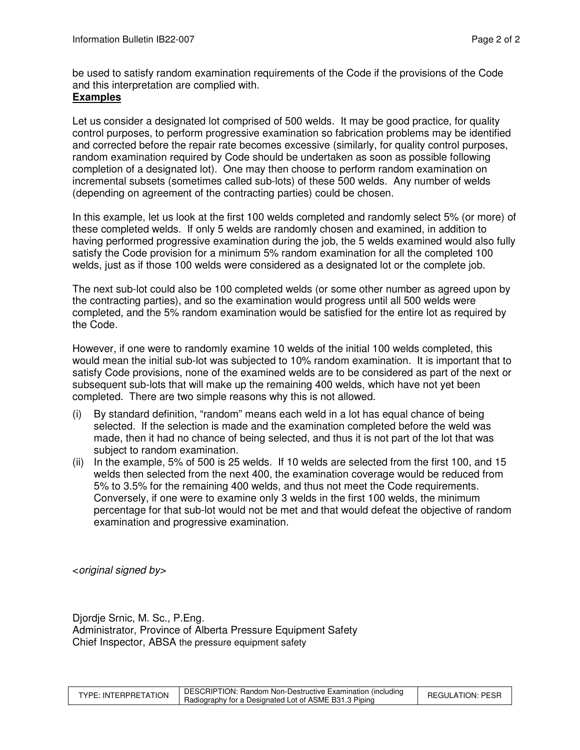be used to satisfy random examination requirements of the Code if the provisions of the Code and this interpretation are complied with.

**Examples**

Let us consider a designated lot comprised of 500 welds. It may be good practice, for quality control purposes, to perform progressive examination so fabrication problems may be identified and corrected before the repair rate becomes excessive (similarly, for quality control purposes, random examination required by Code should be undertaken as soon as possible following completion of a designated lot). One may then choose to perform random examination on incremental subsets (sometimes called sub-lots) of these 500 welds. Any number of welds (depending on agreement of the contracting parties) could be chosen.

In this example, let us look at the first 100 welds completed and randomly select 5% (or more) of these completed welds. If only 5 welds are randomly chosen and examined, in addition to having performed progressive examination during the job, the 5 welds examined would also fully satisfy the Code provision for a minimum 5% random examination for all the completed 100 welds, just as if those 100 welds were considered as a designated lot or the complete job.

The next sub-lot could also be 100 completed welds (or some other number as agreed upon by the contracting parties), and so the examination would progress until all 500 welds were completed, and the 5% random examination would be satisfied for the entire lot as required by the Code.

However, if one were to randomly examine 10 welds of the initial 100 welds completed, this would mean the initial sub-lot was subjected to 10% random examination. It is important that to satisfy Code provisions, none of the examined welds are to be considered as part of the next or subsequent sub-lots that will make up the remaining 400 welds, which have not yet been completed. There are two simple reasons why this is not allowed.

(i) By standard definition, "random" means each weld in a lot has equal chance of being selected. If the selection is made and the examination completed before the weld was made, then it had no chance of being selected, and thus it is not part of the lot that was subject to random examination.

(ii) In the example, 5% of 500 is 25 welds. If 10 welds are selected from the first 100, and 15 welds then selected from the next 400, the examination coverage would be reduced from 5% to 3.5% for the remaining 400 welds, and thus not meet the Code requirements. Conversely, if one were to examine only 3 welds in the first 100 welds, the minimum percentage for that sub-lot would not be met and that would defeat the objective of random examination and progressive examination.

*<original signed by>*

Djordje Srnic, M. Sc., P.Eng.
Administrator, Province of Alberta Pressure Equipment Safety
Chief Inspector, ABSA the pressure equipment safety

| | | |
|---|---|---|
| TYPE: INTERPRETATION | DESCRIPTION: Random Non-Destructive Examination (including Radiography for a Designated Lot of ASME B31.3 Piping | REGULATION: PESR |